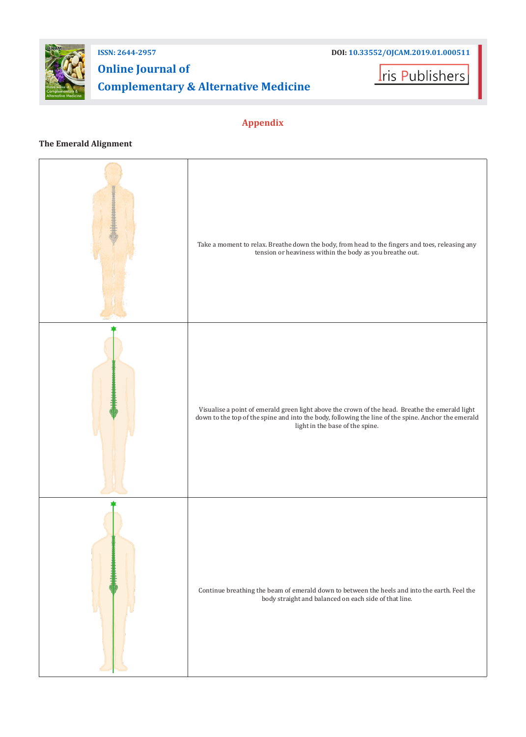## Appendix

### The Emerald Alignment

| | |
|---|---|
| | Take a moment to relax. Breathe down the body, from head to the fingers and toes, releasing any tension or heaviness within the body as you breathe out. |
| | Visualise a point of emerald green light above the crown of the head. Breathe the emerald light down to the top of the spine and into the body, following the line of the spine. Anchor the emerald light in the base of the spine. |
| | Continue breathing the beam of emerald down to between the heels and into the earth. Feel the body straight and balanced on each side of that line. |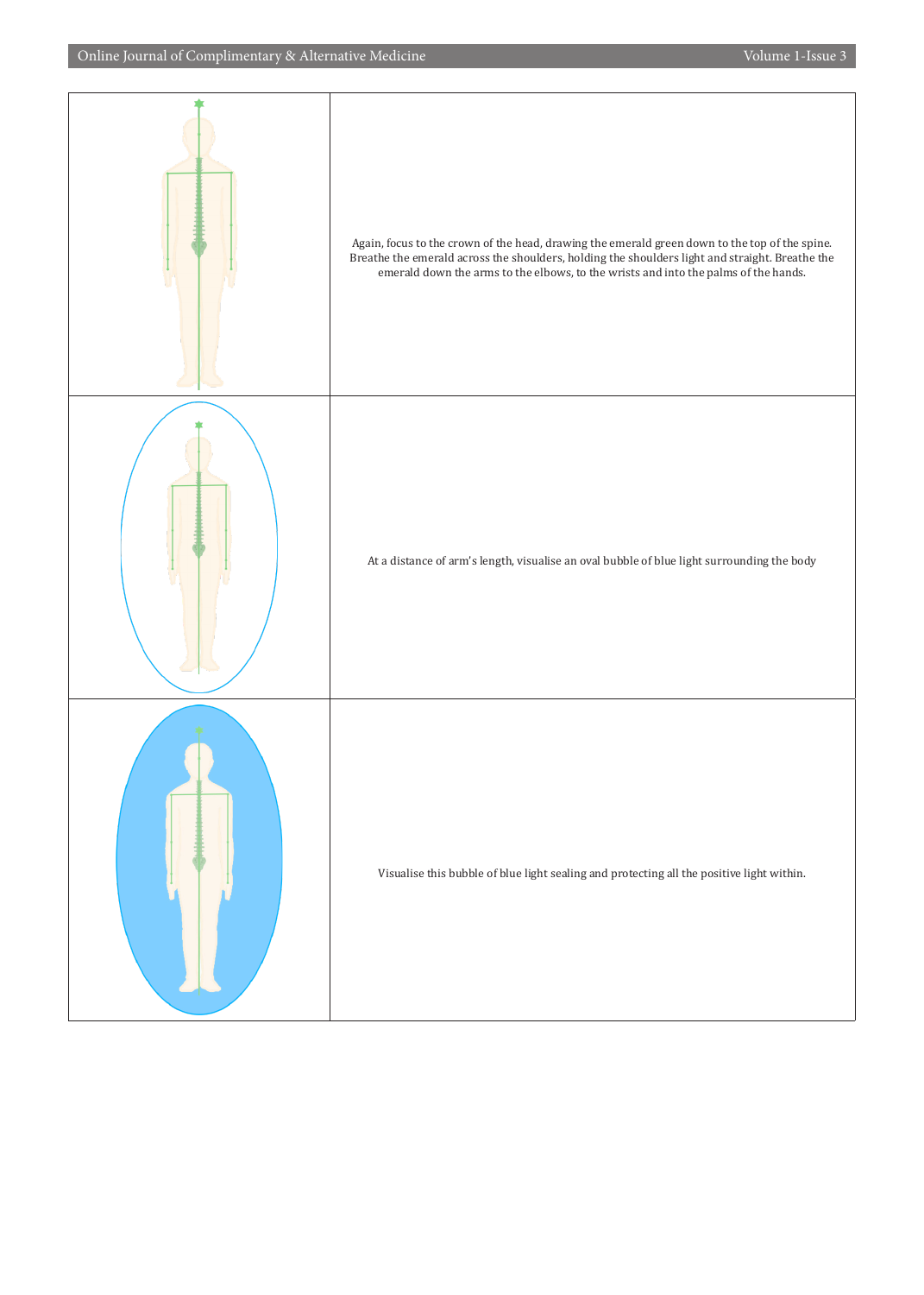| | |
|---|---|
| | Again, focus to the crown of the head, drawing the emerald green down to the top of the spine. Breathe the emerald across the shoulders, holding the shoulders light and straight. Breathe the emerald down the arms to the elbows, to the wrists and into the palms of the hands. |
| | At a distance of arm's length, visualise an oval bubble of blue light surrounding the body |
| | Visualise this bubble of blue light sealing and protecting all the positive light within. |